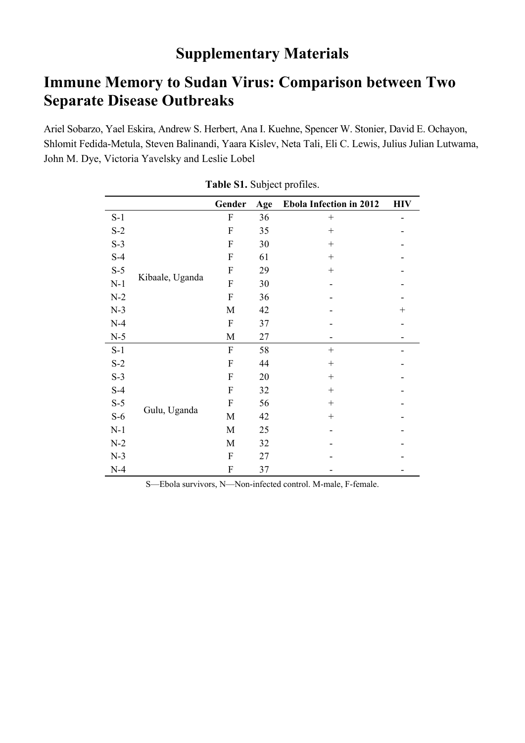# Supplementary Materials

## Immune Memory to Sudan Virus: Comparison between Two Separate Disease Outbreaks

Ariel Sobarzo, Yael Eskira, Andrew S. Herbert, Ana I. Kuehne, Spencer W. Stonier, David E. Ochayon, Shlomit Fedida-Metula, Steven Balinandi, Yaara Kislev, Neta Tali, Eli C. Lewis, Julius Julian Lutwama, John M. Dye, Victoria Yavelsky and Leslie Lobel

**Table S1.** Subject profiles.

| | | Gender | Age | Ebola Infection in 2012 | HIV |
|---|---|---|---|---|---|
| S-1 | Kibaale, Uganda | F | 36 | + | - |
| S-2 | | F | 35 | + | - |
| S-3 | | F | 30 | + | - |
| S-4 | | F | 61 | + | - |
| S-5 | | F | 29 | + | - |
| N-1 | | F | 30 | - | - |
| N-2 | | F | 36 | - | - |
| N-3 | | M | 42 | - | + |
| N-4 | | F | 37 | - | - |
| N-5 | | M | 27 | - | - |
| S-1 | Gulu, Uganda | F | 58 | + | - |
| S-2 | | F | 44 | + | - |
| S-3 | | F | 20 | + | - |
| S-4 | | F | 32 | + | - |
| S-5 | | F | 56 | + | - |
| S-6 | | M | 42 | + | - |
| N-1 | | M | 25 | - | - |
| N-2 | | M | 32 | - | - |
| N-3 | | F | 27 | - | - |
| N-4 | | F | 37 | - | - |

S—Ebola survivors, N—Non-infected control. M-male, F-female.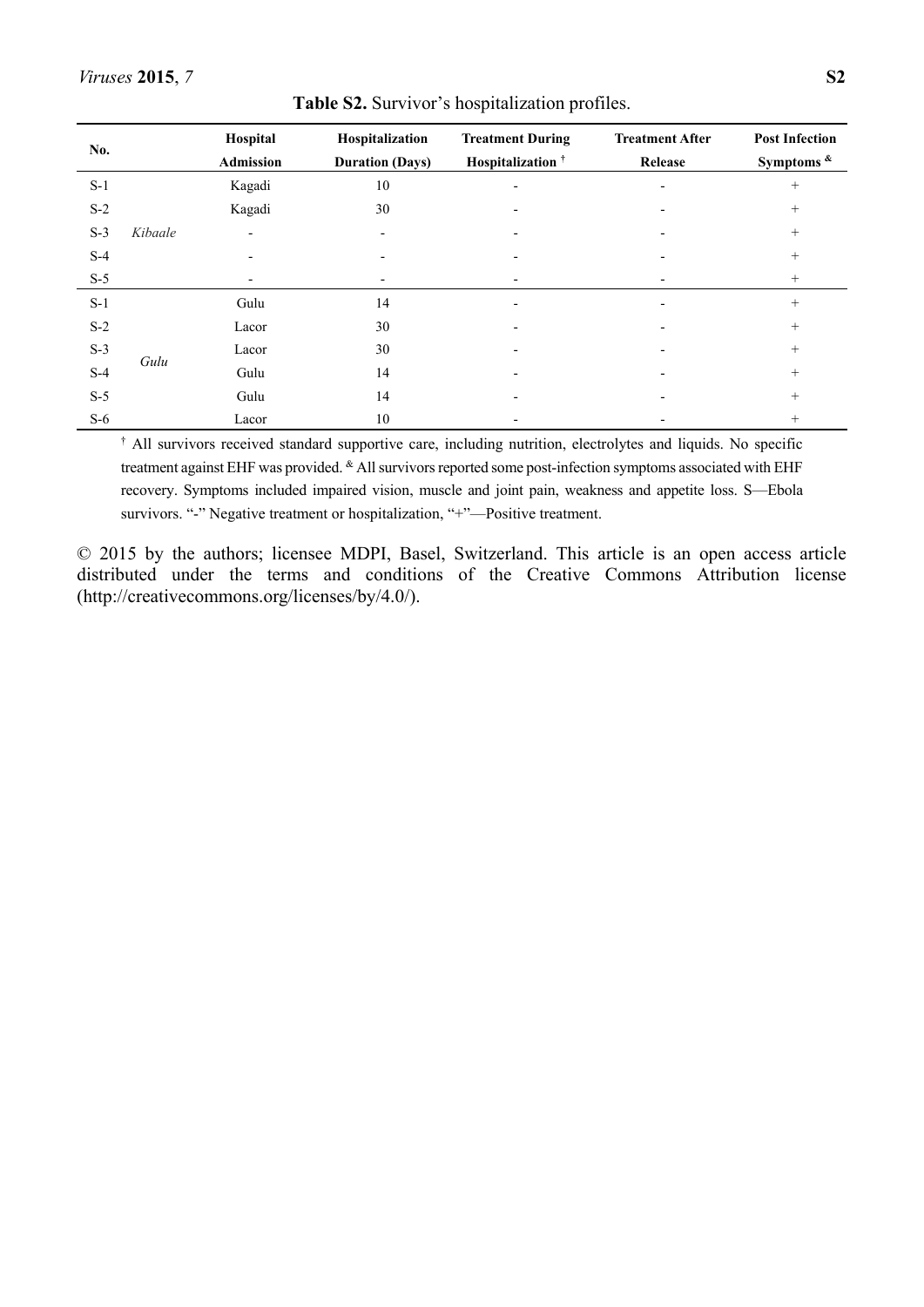**Table S2.** Survivor's hospitalization profiles.

| No. | | Hospital Admission | Hospitalization Duration (Days) | Treatment During Hospitalization † | Treatment After Release | Post Infection Symptoms & |
|---|---|---|---|---|---|---|
| S-1 | *Kibaale* | Kagadi | 10 | - | - | + |
| S-2 | | Kagadi | 30 | - | - | + |
| S-3 | | - | - | - | - | + |
| S-4 | | - | - | - | - | + |
| S-5 | | - | - | - | - | + |
| S-1 | *Gulu* | Gulu | 14 | - | - | + |
| S-2 | | Lacor | 30 | - | - | + |
| S-3 | | Lacor | 30 | - | - | + |
| S-4 | | Gulu | 14 | - | - | + |
| S-5 | | Gulu | 14 | - | - | + |
| S-6 | | Lacor | 10 | - | - | + |

† All survivors received standard supportive care, including nutrition, electrolytes and liquids. No specific treatment against EHF was provided. & All survivors reported some post-infection symptoms associated with EHF recovery. Symptoms included impaired vision, muscle and joint pain, weakness and appetite loss. S—Ebola survivors. "-" Negative treatment or hospitalization, "+"—Positive treatment.

© 2015 by the authors; licensee MDPI, Basel, Switzerland. This article is an open access article distributed under the terms and conditions of the Creative Commons Attribution license (http://creativecommons.org/licenses/by/4.0/).